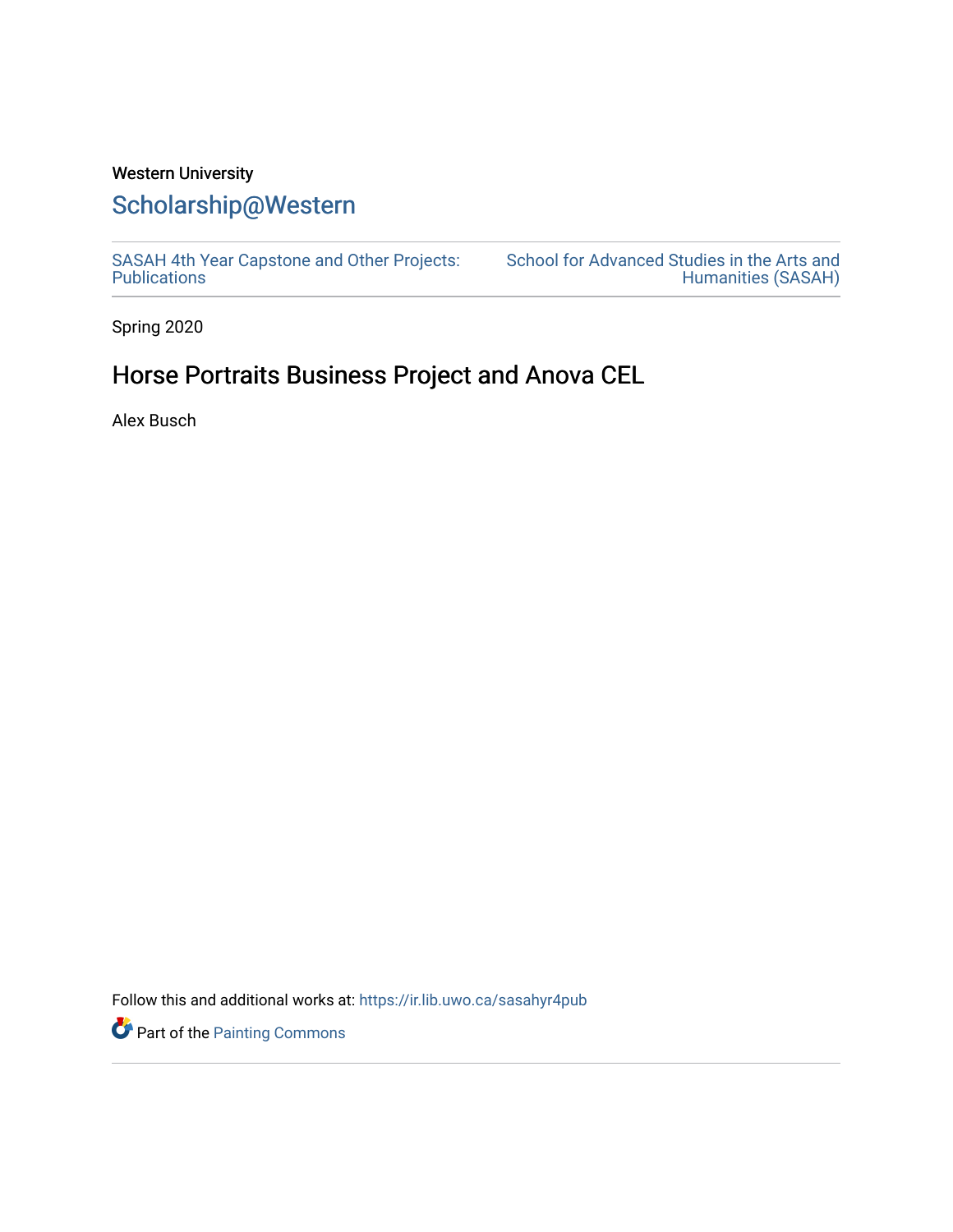Western University

# Scholarship@Western

SASAH 4th Year Capstone and Other Projects: Publications

School for Advanced Studies in the Arts and Humanities (SASAH)

Spring 2020

## Horse Portraits Business Project and Anova CEL

Alex Busch

Follow this and additional works at: https://ir.lib.uwo.ca/sasahyr4pub

Part of the Painting Commons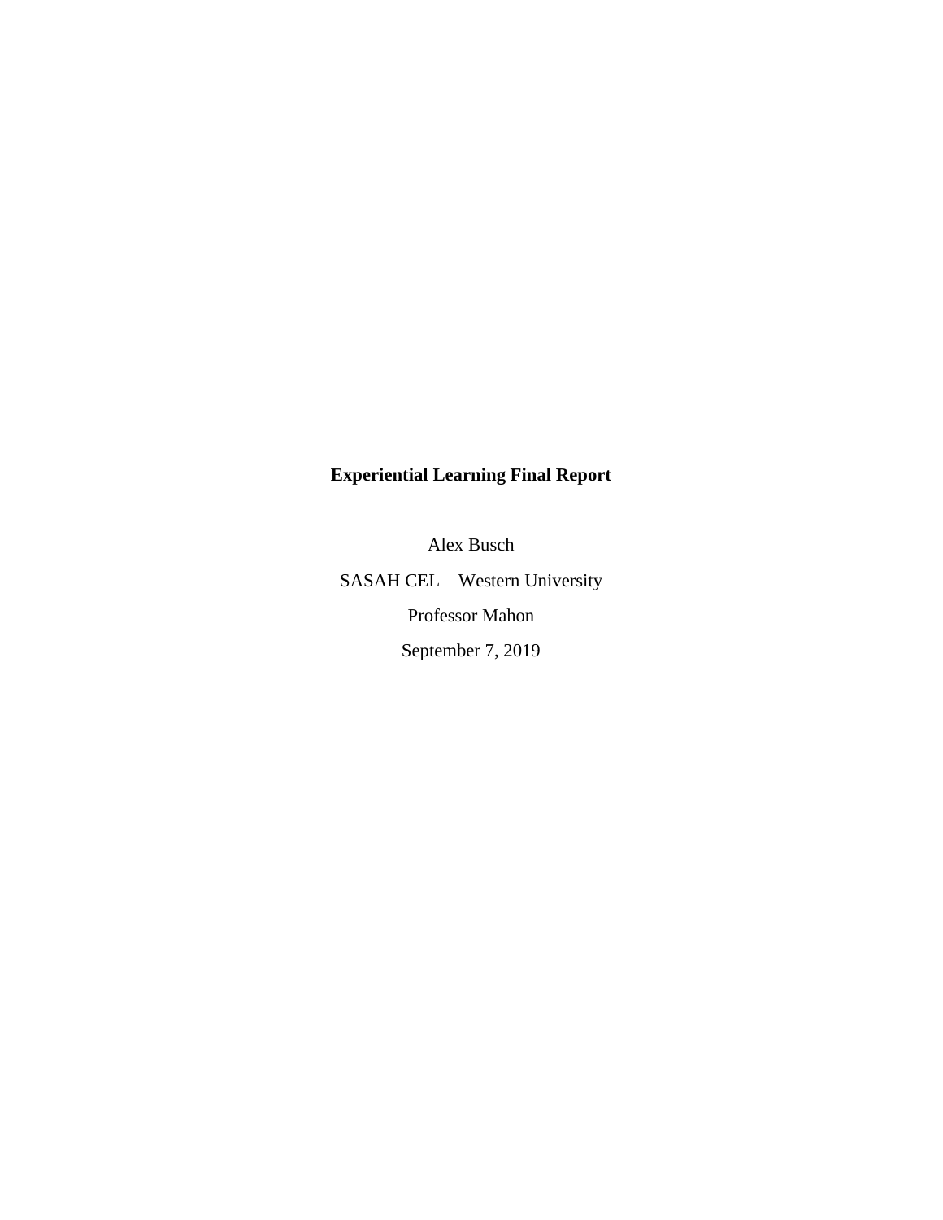# Experiential Learning Final Report

Alex Busch

SASAH CEL – Western University

Professor Mahon

September 7, 2019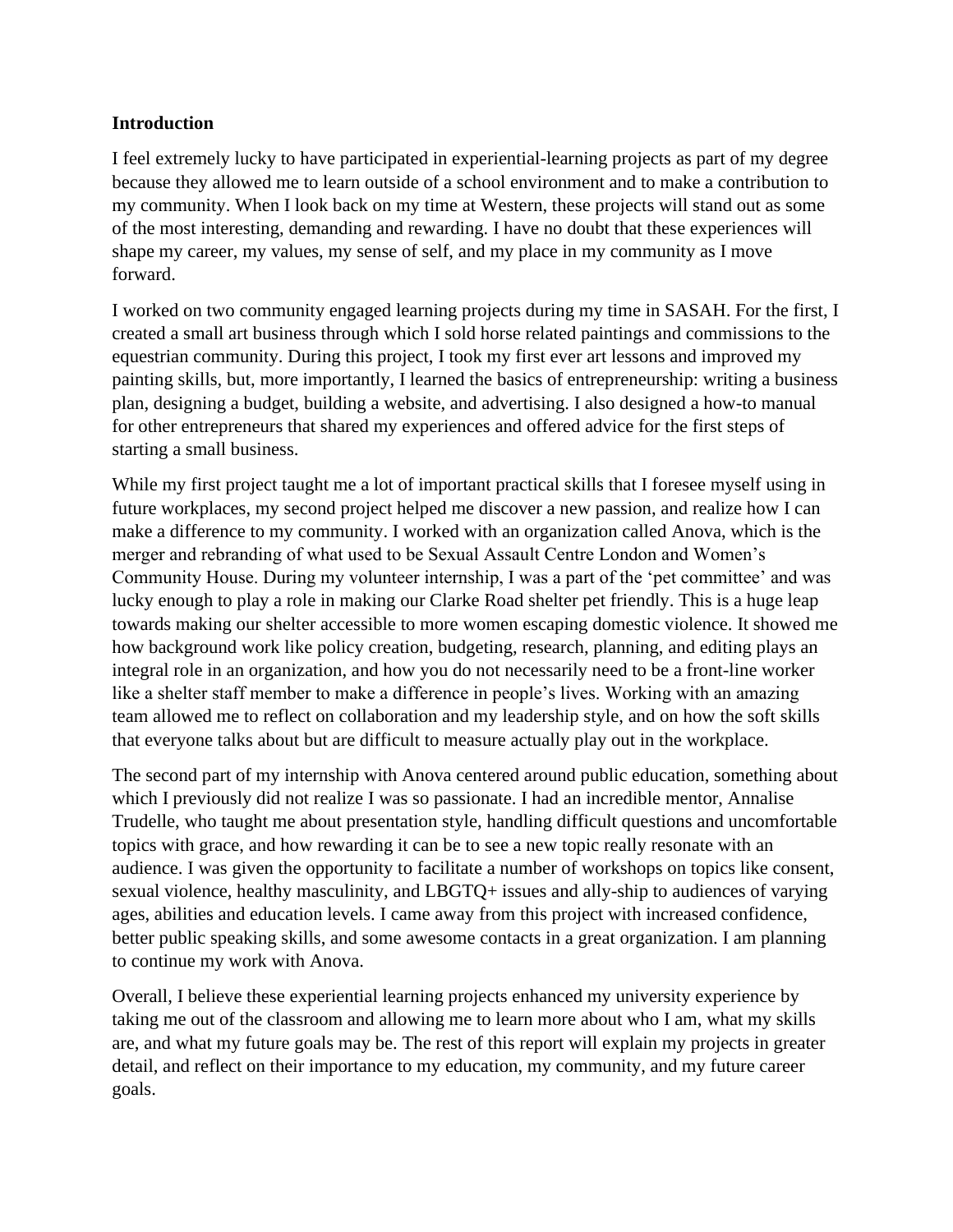**Introduction**

I feel extremely lucky to have participated in experiential-learning projects as part of my degree because they allowed me to learn outside of a school environment and to make a contribution to my community. When I look back on my time at Western, these projects will stand out as some of the most interesting, demanding and rewarding. I have no doubt that these experiences will shape my career, my values, my sense of self, and my place in my community as I move forward.

I worked on two community engaged learning projects during my time in SASAH. For the first, I created a small art business through which I sold horse related paintings and commissions to the equestrian community. During this project, I took my first ever art lessons and improved my painting skills, but, more importantly, I learned the basics of entrepreneurship: writing a business plan, designing a budget, building a website, and advertising. I also designed a how-to manual for other entrepreneurs that shared my experiences and offered advice for the first steps of starting a small business.

While my first project taught me a lot of important practical skills that I foresee myself using in future workplaces, my second project helped me discover a new passion, and realize how I can make a difference to my community. I worked with an organization called Anova, which is the merger and rebranding of what used to be Sexual Assault Centre London and Women's Community House. During my volunteer internship, I was a part of the 'pet committee' and was lucky enough to play a role in making our Clarke Road shelter pet friendly. This is a huge leap towards making our shelter accessible to more women escaping domestic violence. It showed me how background work like policy creation, budgeting, research, planning, and editing plays an integral role in an organization, and how you do not necessarily need to be a front-line worker like a shelter staff member to make a difference in people's lives. Working with an amazing team allowed me to reflect on collaboration and my leadership style, and on how the soft skills that everyone talks about but are difficult to measure actually play out in the workplace.

The second part of my internship with Anova centered around public education, something about which I previously did not realize I was so passionate. I had an incredible mentor, Annalise Trudelle, who taught me about presentation style, handling difficult questions and uncomfortable topics with grace, and how rewarding it can be to see a new topic really resonate with an audience. I was given the opportunity to facilitate a number of workshops on topics like consent, sexual violence, healthy masculinity, and LBGTQ+ issues and ally-ship to audiences of varying ages, abilities and education levels. I came away from this project with increased confidence, better public speaking skills, and some awesome contacts in a great organization. I am planning to continue my work with Anova.

Overall, I believe these experiential learning projects enhanced my university experience by taking me out of the classroom and allowing me to learn more about who I am, what my skills are, and what my future goals may be. The rest of this report will explain my projects in greater detail, and reflect on their importance to my education, my community, and my future career goals.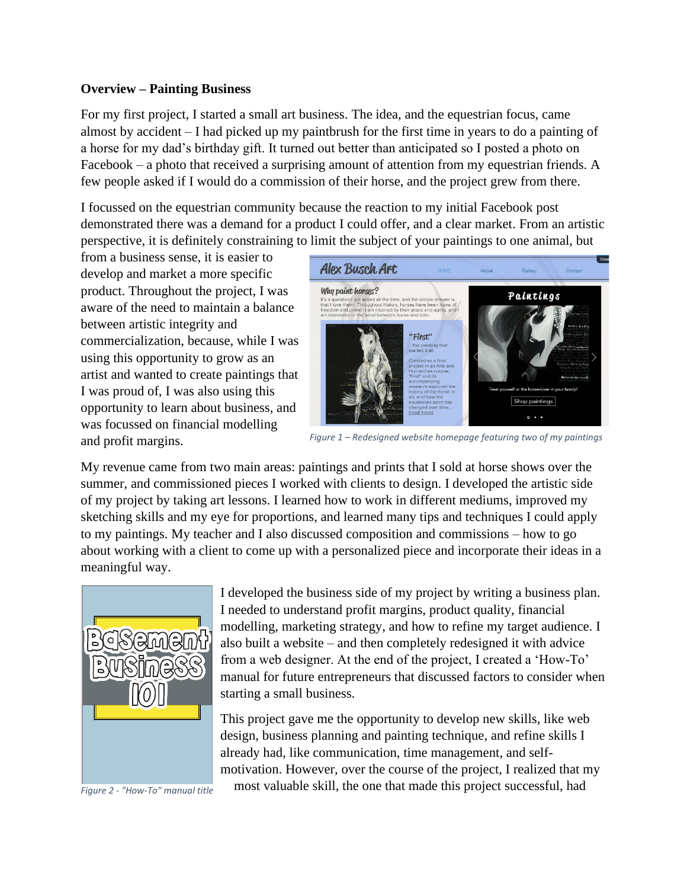**Overview – Painting Business**

For my first project, I started a small art business. The idea, and the equestrian focus, came almost by accident – I had picked up my paintbrush for the first time in years to do a painting of a horse for my dad's birthday gift. It turned out better than anticipated so I posted a photo on Facebook – a photo that received a surprising amount of attention from my equestrian friends. A few people asked if I would do a commission of their horse, and the project grew from there.

I focussed on the equestrian community because the reaction to my initial Facebook post demonstrated there was a demand for a product I could offer, and a clear market. From an artistic perspective, it is definitely constraining to limit the subject of your paintings to one animal, but from a business sense, it is easier to develop and market a more specific product. Throughout the project, I was aware of the need to maintain a balance between artistic integrity and commercialization, because, while I was using this opportunity to grow as an artist and wanted to create paintings that I was proud of, I was also using this opportunity to learn about business, and was focussed on financial modelling and profit margins.

*Figure 1 – Redesigned website homepage featuring two of my paintings*

My revenue came from two main areas: paintings and prints that I sold at horse shows over the summer, and commissioned pieces I worked with clients to design. I developed the artistic side of my project by taking art lessons. I learned how to work in different mediums, improved my sketching skills and my eye for proportions, and learned many tips and techniques I could apply to my paintings. My teacher and I also discussed composition and commissions – how to go about working with a client to come up with a personalized piece and incorporate their ideas in a meaningful way.

*Figure 2 - "How-To" manual title*

I developed the business side of my project by writing a business plan. I needed to understand profit margins, product quality, financial modelling, marketing strategy, and how to refine my target audience. I also built a website – and then completely redesigned it with advice from a web designer. At the end of the project, I created a 'How-To' manual for future entrepreneurs that discussed factors to consider when starting a small business.

This project gave me the opportunity to develop new skills, like web design, business planning and painting technique, and refine skills I already had, like communication, time management, and self-motivation. However, over the course of the project, I realized that my most valuable skill, the one that made this project successful, had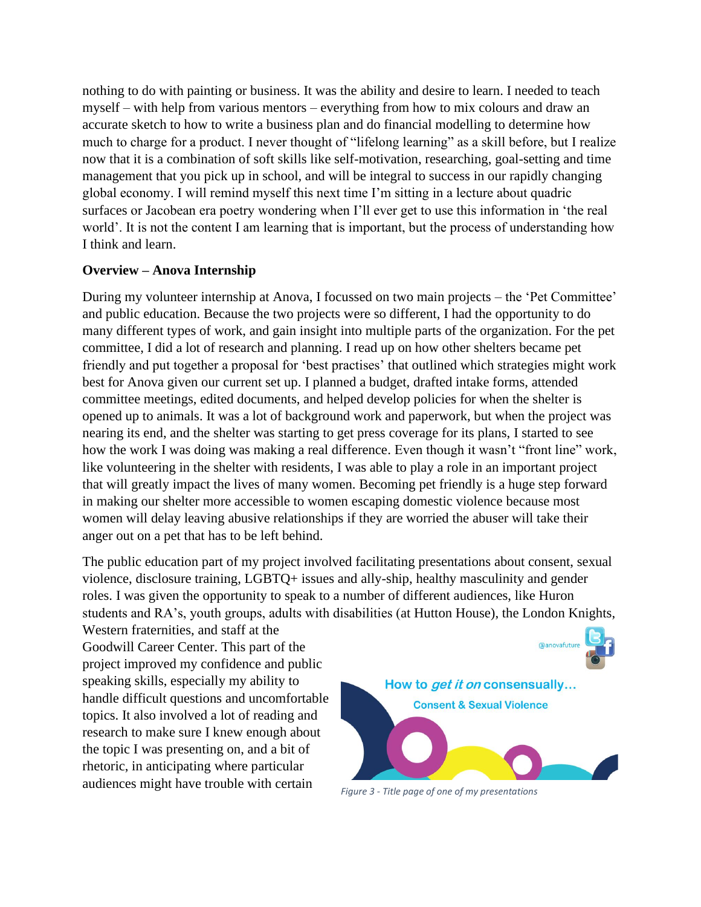nothing to do with painting or business. It was the ability and desire to learn. I needed to teach myself – with help from various mentors – everything from how to mix colours and draw an accurate sketch to how to write a business plan and do financial modelling to determine how much to charge for a product. I never thought of "lifelong learning" as a skill before, but I realize now that it is a combination of soft skills like self-motivation, researching, goal-setting and time management that you pick up in school, and will be integral to success in our rapidly changing global economy. I will remind myself this next time I'm sitting in a lecture about quadric surfaces or Jacobean era poetry wondering when I'll ever get to use this information in 'the real world'. It is not the content I am learning that is important, but the process of understanding how I think and learn.

**Overview – Anova Internship**

During my volunteer internship at Anova, I focussed on two main projects – the 'Pet Committee' and public education. Because the two projects were so different, I had the opportunity to do many different types of work, and gain insight into multiple parts of the organization. For the pet committee, I did a lot of research and planning. I read up on how other shelters became pet friendly and put together a proposal for 'best practises' that outlined which strategies might work best for Anova given our current set up. I planned a budget, drafted intake forms, attended committee meetings, edited documents, and helped develop policies for when the shelter is opened up to animals. It was a lot of background work and paperwork, but when the project was nearing its end, and the shelter was starting to get press coverage for its plans, I started to see how the work I was doing was making a real difference. Even though it wasn't "front line" work, like volunteering in the shelter with residents, I was able to play a role in an important project that will greatly impact the lives of many women. Becoming pet friendly is a huge step forward in making our shelter more accessible to women escaping domestic violence because most women will delay leaving abusive relationships if they are worried the abuser will take their anger out on a pet that has to be left behind.

The public education part of my project involved facilitating presentations about consent, sexual violence, disclosure training, LGBTQ+ issues and ally-ship, healthy masculinity and gender roles. I was given the opportunity to speak to a number of different audiences, like Huron students and RA's, youth groups, adults with disabilities (at Hutton House), the London Knights, Western fraternities, and staff at the Goodwill Career Center. This part of the project improved my confidence and public speaking skills, especially my ability to handle difficult questions and uncomfortable topics. It also involved a lot of reading and research to make sure I knew enough about the topic I was presenting on, and a bit of rhetoric, in anticipating where particular audiences might have trouble with certain

*Figure 3 - Title page of one of my presentations*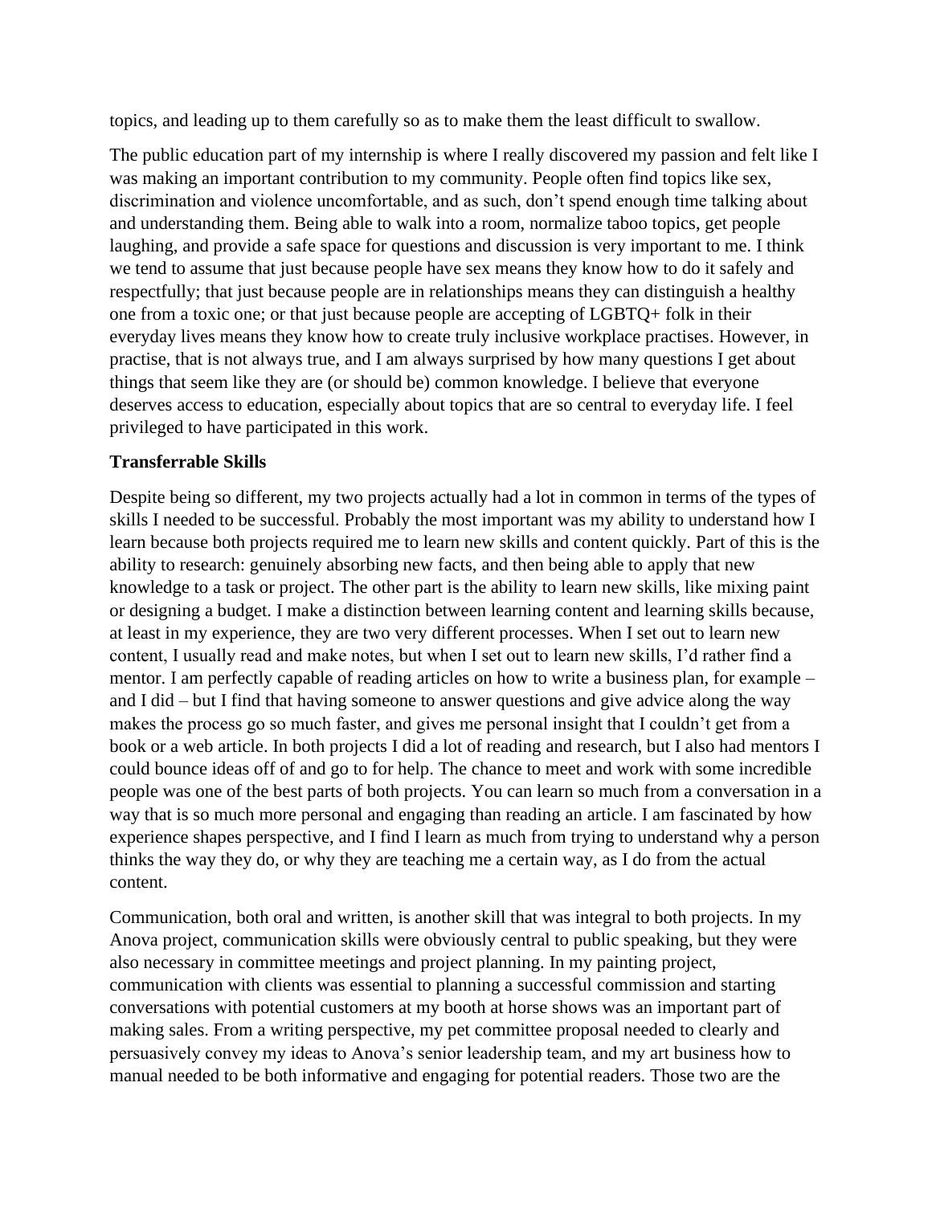topics, and leading up to them carefully so as to make them the least difficult to swallow.

The public education part of my internship is where I really discovered my passion and felt like I was making an important contribution to my community. People often find topics like sex, discrimination and violence uncomfortable, and as such, don't spend enough time talking about and understanding them. Being able to walk into a room, normalize taboo topics, get people laughing, and provide a safe space for questions and discussion is very important to me. I think we tend to assume that just because people have sex means they know how to do it safely and respectfully; that just because people are in relationships means they can distinguish a healthy one from a toxic one; or that just because people are accepting of LGBTQ+ folk in their everyday lives means they know how to create truly inclusive workplace practises. However, in practise, that is not always true, and I am always surprised by how many questions I get about things that seem like they are (or should be) common knowledge. I believe that everyone deserves access to education, especially about topics that are so central to everyday life. I feel privileged to have participated in this work.

**Transferrable Skills**

Despite being so different, my two projects actually had a lot in common in terms of the types of skills I needed to be successful. Probably the most important was my ability to understand how I learn because both projects required me to learn new skills and content quickly. Part of this is the ability to research: genuinely absorbing new facts, and then being able to apply that new knowledge to a task or project. The other part is the ability to learn new skills, like mixing paint or designing a budget. I make a distinction between learning content and learning skills because, at least in my experience, they are two very different processes. When I set out to learn new content, I usually read and make notes, but when I set out to learn new skills, I'd rather find a mentor. I am perfectly capable of reading articles on how to write a business plan, for example – and I did – but I find that having someone to answer questions and give advice along the way makes the process go so much faster, and gives me personal insight that I couldn't get from a book or a web article. In both projects I did a lot of reading and research, but I also had mentors I could bounce ideas off of and go to for help. The chance to meet and work with some incredible people was one of the best parts of both projects. You can learn so much from a conversation in a way that is so much more personal and engaging than reading an article. I am fascinated by how experience shapes perspective, and I find I learn as much from trying to understand why a person thinks the way they do, or why they are teaching me a certain way, as I do from the actual content.

Communication, both oral and written, is another skill that was integral to both projects. In my Anova project, communication skills were obviously central to public speaking, but they were also necessary in committee meetings and project planning. In my painting project, communication with clients was essential to planning a successful commission and starting conversations with potential customers at my booth at horse shows was an important part of making sales. From a writing perspective, my pet committee proposal needed to clearly and persuasively convey my ideas to Anova's senior leadership team, and my art business how to manual needed to be both informative and engaging for potential readers. Those two are the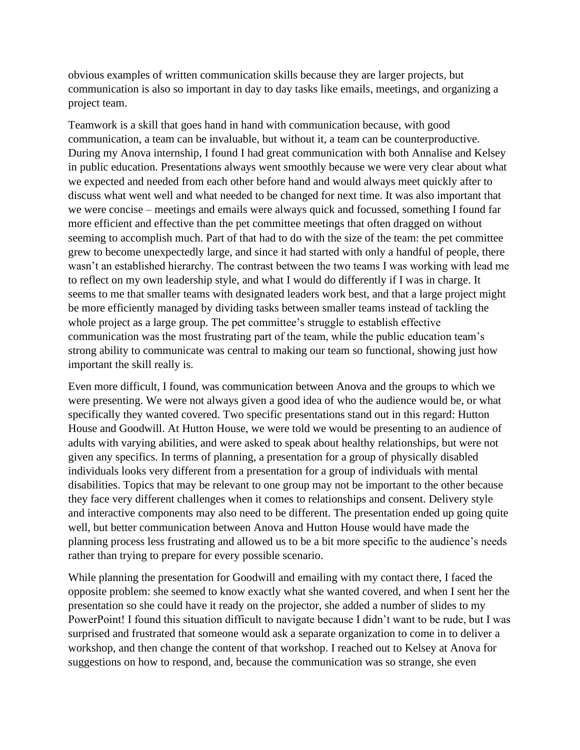obvious examples of written communication skills because they are larger projects, but communication is also so important in day to day tasks like emails, meetings, and organizing a project team.

Teamwork is a skill that goes hand in hand with communication because, with good communication, a team can be invaluable, but without it, a team can be counterproductive. During my Anova internship, I found I had great communication with both Annalise and Kelsey in public education. Presentations always went smoothly because we were very clear about what we expected and needed from each other before hand and would always meet quickly after to discuss what went well and what needed to be changed for next time. It was also important that we were concise – meetings and emails were always quick and focussed, something I found far more efficient and effective than the pet committee meetings that often dragged on without seeming to accomplish much. Part of that had to do with the size of the team: the pet committee grew to become unexpectedly large, and since it had started with only a handful of people, there wasn't an established hierarchy. The contrast between the two teams I was working with lead me to reflect on my own leadership style, and what I would do differently if I was in charge. It seems to me that smaller teams with designated leaders work best, and that a large project might be more efficiently managed by dividing tasks between smaller teams instead of tackling the whole project as a large group. The pet committee's struggle to establish effective communication was the most frustrating part of the team, while the public education team's strong ability to communicate was central to making our team so functional, showing just how important the skill really is.

Even more difficult, I found, was communication between Anova and the groups to which we were presenting. We were not always given a good idea of who the audience would be, or what specifically they wanted covered. Two specific presentations stand out in this regard: Hutton House and Goodwill. At Hutton House, we were told we would be presenting to an audience of adults with varying abilities, and were asked to speak about healthy relationships, but were not given any specifics. In terms of planning, a presentation for a group of physically disabled individuals looks very different from a presentation for a group of individuals with mental disabilities. Topics that may be relevant to one group may not be important to the other because they face very different challenges when it comes to relationships and consent. Delivery style and interactive components may also need to be different. The presentation ended up going quite well, but better communication between Anova and Hutton House would have made the planning process less frustrating and allowed us to be a bit more specific to the audience's needs rather than trying to prepare for every possible scenario.

While planning the presentation for Goodwill and emailing with my contact there, I faced the opposite problem: she seemed to know exactly what she wanted covered, and when I sent her the presentation so she could have it ready on the projector, she added a number of slides to my PowerPoint! I found this situation difficult to navigate because I didn't want to be rude, but I was surprised and frustrated that someone would ask a separate organization to come in to deliver a workshop, and then change the content of that workshop. I reached out to Kelsey at Anova for suggestions on how to respond, and, because the communication was so strange, she even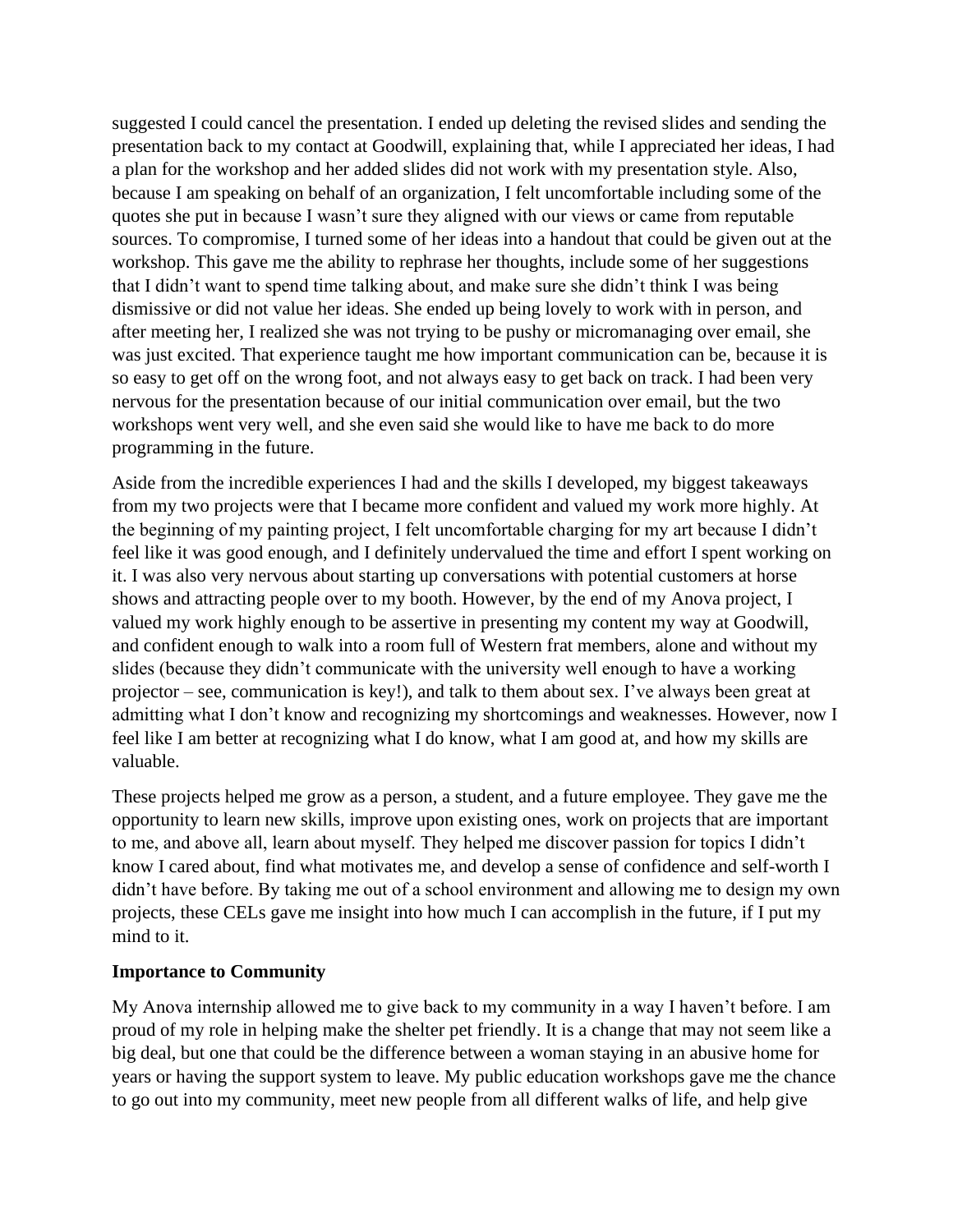suggested I could cancel the presentation. I ended up deleting the revised slides and sending the presentation back to my contact at Goodwill, explaining that, while I appreciated her ideas, I had a plan for the workshop and her added slides did not work with my presentation style. Also, because I am speaking on behalf of an organization, I felt uncomfortable including some of the quotes she put in because I wasn't sure they aligned with our views or came from reputable sources. To compromise, I turned some of her ideas into a handout that could be given out at the workshop. This gave me the ability to rephrase her thoughts, include some of her suggestions that I didn't want to spend time talking about, and make sure she didn't think I was being dismissive or did not value her ideas. She ended up being lovely to work with in person, and after meeting her, I realized she was not trying to be pushy or micromanaging over email, she was just excited. That experience taught me how important communication can be, because it is so easy to get off on the wrong foot, and not always easy to get back on track. I had been very nervous for the presentation because of our initial communication over email, but the two workshops went very well, and she even said she would like to have me back to do more programming in the future.

Aside from the incredible experiences I had and the skills I developed, my biggest takeaways from my two projects were that I became more confident and valued my work more highly. At the beginning of my painting project, I felt uncomfortable charging for my art because I didn't feel like it was good enough, and I definitely undervalued the time and effort I spent working on it. I was also very nervous about starting up conversations with potential customers at horse shows and attracting people over to my booth. However, by the end of my Anova project, I valued my work highly enough to be assertive in presenting my content my way at Goodwill, and confident enough to walk into a room full of Western frat members, alone and without my slides (because they didn't communicate with the university well enough to have a working projector – see, communication is key!), and talk to them about sex. I've always been great at admitting what I don't know and recognizing my shortcomings and weaknesses. However, now I feel like I am better at recognizing what I do know, what I am good at, and how my skills are valuable.

These projects helped me grow as a person, a student, and a future employee. They gave me the opportunity to learn new skills, improve upon existing ones, work on projects that are important to me, and above all, learn about myself. They helped me discover passion for topics I didn't know I cared about, find what motivates me, and develop a sense of confidence and self-worth I didn't have before. By taking me out of a school environment and allowing me to design my own projects, these CELs gave me insight into how much I can accomplish in the future, if I put my mind to it.

**Importance to Community**

My Anova internship allowed me to give back to my community in a way I haven't before. I am proud of my role in helping make the shelter pet friendly. It is a change that may not seem like a big deal, but one that could be the difference between a woman staying in an abusive home for years or having the support system to leave. My public education workshops gave me the chance to go out into my community, meet new people from all different walks of life, and help give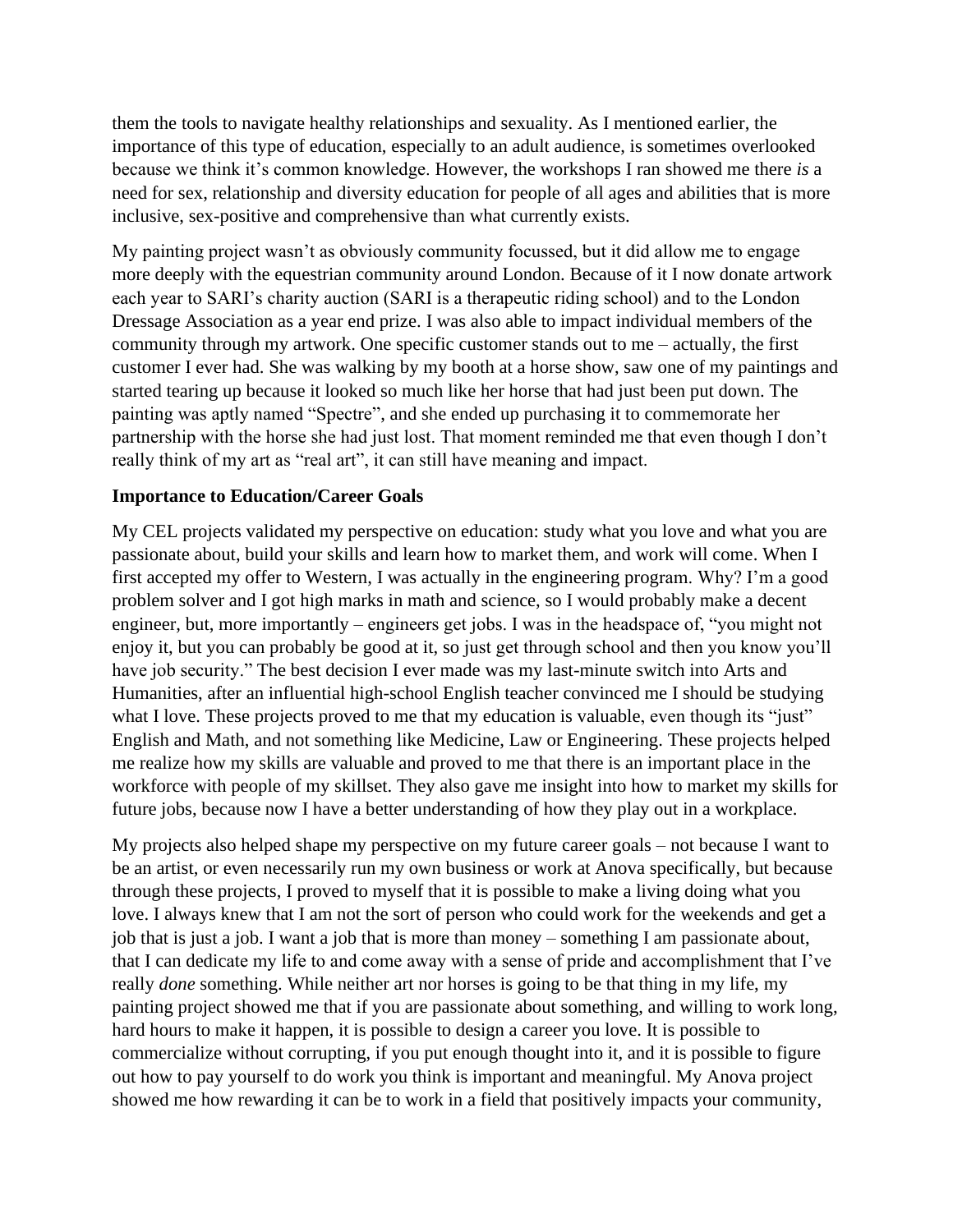them the tools to navigate healthy relationships and sexuality. As I mentioned earlier, the importance of this type of education, especially to an adult audience, is sometimes overlooked because we think it's common knowledge. However, the workshops I ran showed me there *is* a need for sex, relationship and diversity education for people of all ages and abilities that is more inclusive, sex-positive and comprehensive than what currently exists.

My painting project wasn't as obviously community focussed, but it did allow me to engage more deeply with the equestrian community around London. Because of it I now donate artwork each year to SARI's charity auction (SARI is a therapeutic riding school) and to the London Dressage Association as a year end prize. I was also able to impact individual members of the community through my artwork. One specific customer stands out to me – actually, the first customer I ever had. She was walking by my booth at a horse show, saw one of my paintings and started tearing up because it looked so much like her horse that had just been put down. The painting was aptly named "Spectre", and she ended up purchasing it to commemorate her partnership with the horse she had just lost. That moment reminded me that even though I don't really think of my art as "real art", it can still have meaning and impact.

**Importance to Education/Career Goals**

My CEL projects validated my perspective on education: study what you love and what you are passionate about, build your skills and learn how to market them, and work will come. When I first accepted my offer to Western, I was actually in the engineering program. Why? I'm a good problem solver and I got high marks in math and science, so I would probably make a decent engineer, but, more importantly – engineers get jobs. I was in the headspace of, "you might not enjoy it, but you can probably be good at it, so just get through school and then you know you'll have job security." The best decision I ever made was my last-minute switch into Arts and Humanities, after an influential high-school English teacher convinced me I should be studying what I love. These projects proved to me that my education is valuable, even though its "just" English and Math, and not something like Medicine, Law or Engineering. These projects helped me realize how my skills are valuable and proved to me that there is an important place in the workforce with people of my skillset. They also gave me insight into how to market my skills for future jobs, because now I have a better understanding of how they play out in a workplace.

My projects also helped shape my perspective on my future career goals – not because I want to be an artist, or even necessarily run my own business or work at Anova specifically, but because through these projects, I proved to myself that it is possible to make a living doing what you love. I always knew that I am not the sort of person who could work for the weekends and get a job that is just a job. I want a job that is more than money – something I am passionate about, that I can dedicate my life to and come away with a sense of pride and accomplishment that I've really *done* something. While neither art nor horses is going to be that thing in my life, my painting project showed me that if you are passionate about something, and willing to work long, hard hours to make it happen, it is possible to design a career you love. It is possible to commercialize without corrupting, if you put enough thought into it, and it is possible to figure out how to pay yourself to do work you think is important and meaningful. My Anova project showed me how rewarding it can be to work in a field that positively impacts your community,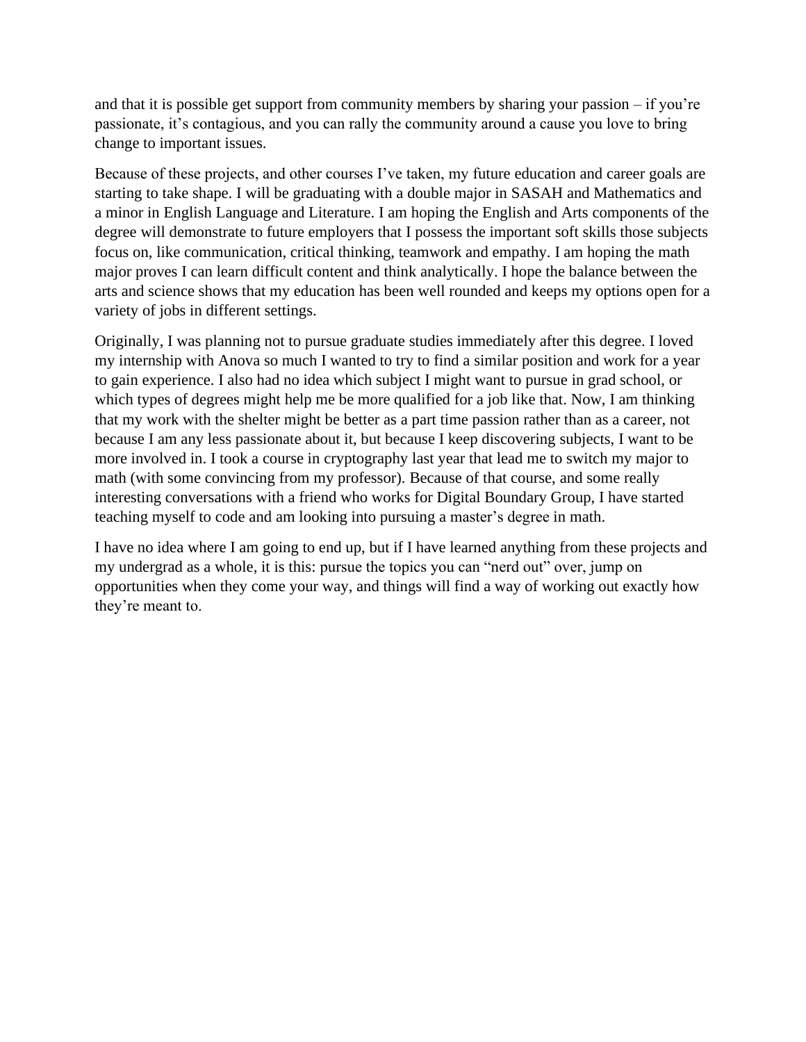and that it is possible get support from community members by sharing your passion – if you're passionate, it's contagious, and you can rally the community around a cause you love to bring change to important issues.

Because of these projects, and other courses I've taken, my future education and career goals are starting to take shape. I will be graduating with a double major in SASAH and Mathematics and a minor in English Language and Literature. I am hoping the English and Arts components of the degree will demonstrate to future employers that I possess the important soft skills those subjects focus on, like communication, critical thinking, teamwork and empathy. I am hoping the math major proves I can learn difficult content and think analytically. I hope the balance between the arts and science shows that my education has been well rounded and keeps my options open for a variety of jobs in different settings.

Originally, I was planning not to pursue graduate studies immediately after this degree. I loved my internship with Anova so much I wanted to try to find a similar position and work for a year to gain experience. I also had no idea which subject I might want to pursue in grad school, or which types of degrees might help me be more qualified for a job like that. Now, I am thinking that my work with the shelter might be better as a part time passion rather than as a career, not because I am any less passionate about it, but because I keep discovering subjects, I want to be more involved in. I took a course in cryptography last year that lead me to switch my major to math (with some convincing from my professor). Because of that course, and some really interesting conversations with a friend who works for Digital Boundary Group, I have started teaching myself to code and am looking into pursuing a master's degree in math.

I have no idea where I am going to end up, but if I have learned anything from these projects and my undergrad as a whole, it is this: pursue the topics you can "nerd out" over, jump on opportunities when they come your way, and things will find a way of working out exactly how they're meant to.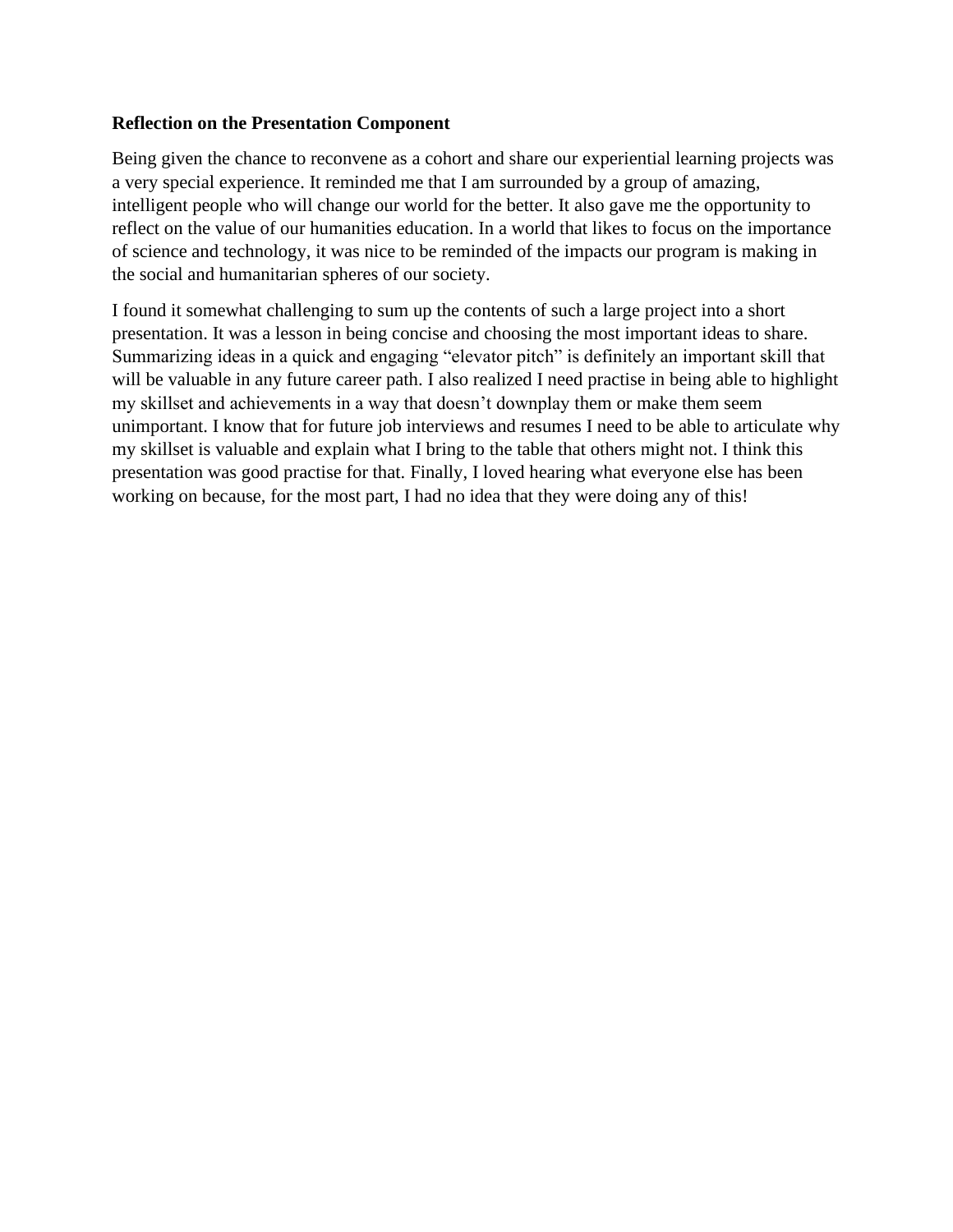**Reflection on the Presentation Component**

Being given the chance to reconvene as a cohort and share our experiential learning projects was a very special experience. It reminded me that I am surrounded by a group of amazing, intelligent people who will change our world for the better. It also gave me the opportunity to reflect on the value of our humanities education. In a world that likes to focus on the importance of science and technology, it was nice to be reminded of the impacts our program is making in the social and humanitarian spheres of our society.

I found it somewhat challenging to sum up the contents of such a large project into a short presentation. It was a lesson in being concise and choosing the most important ideas to share. Summarizing ideas in a quick and engaging "elevator pitch" is definitely an important skill that will be valuable in any future career path. I also realized I need practise in being able to highlight my skillset and achievements in a way that doesn't downplay them or make them seem unimportant. I know that for future job interviews and resumes I need to be able to articulate why my skillset is valuable and explain what I bring to the table that others might not. I think this presentation was good practise for that. Finally, I loved hearing what everyone else has been working on because, for the most part, I had no idea that they were doing any of this!